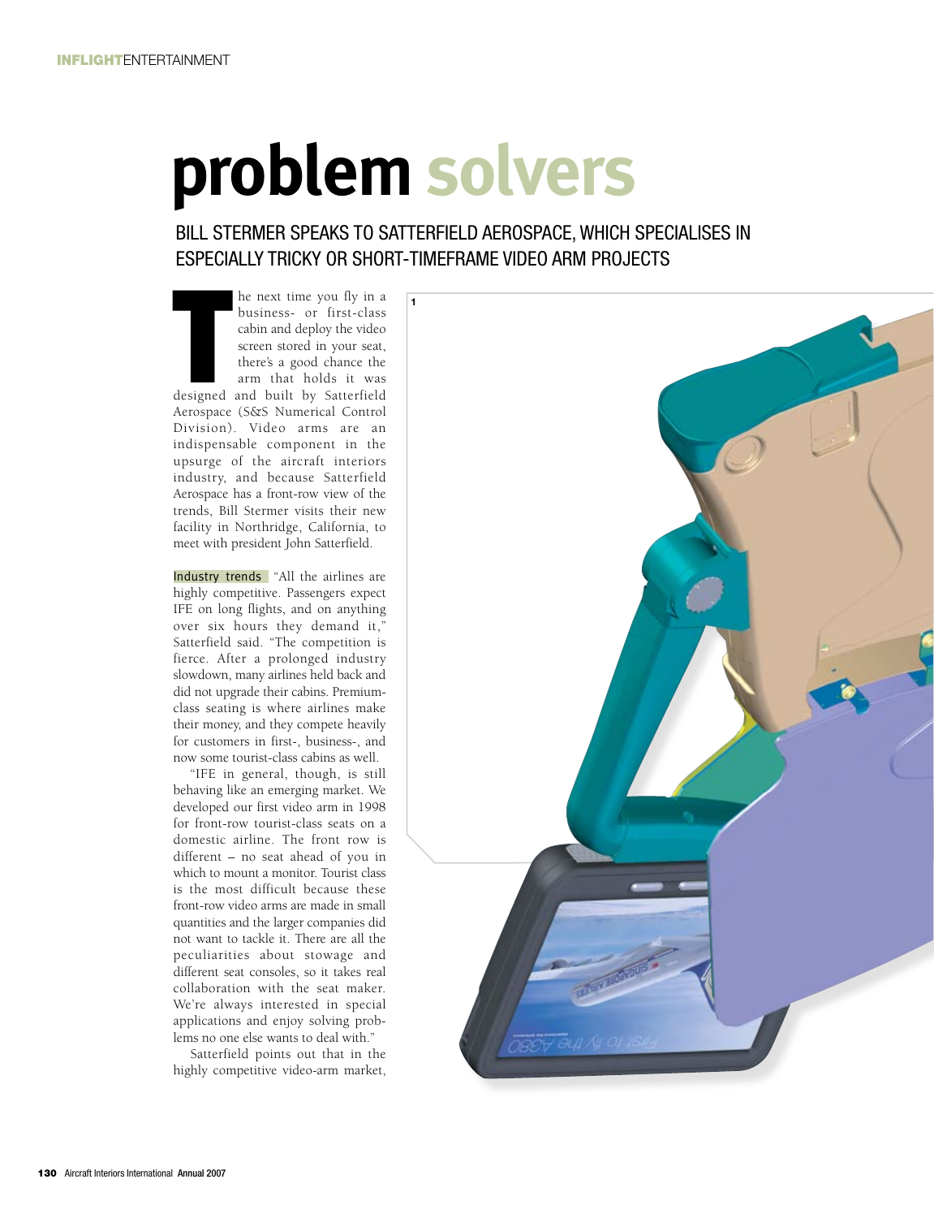# problem solvers

## BILL STERMER SPEAKS TO SATTERFIELD AEROSPACE, WHICH SPECIALISES IN ESPECIALLY TRICKY OR SHORT-TIMEFRAME VIDEO ARM PROJECTS

The next time you fly in a business- or first-class cabin and deploy the video screen stored in your seat, there's a good chance the arm that holds it was designed and built by Satterfield Aerospace (S&S Numerical Control Division). Video arms are an indispensable component in the upsurge of the aircraft interiors industry, and because Satterfield Aerospace has a front-row view of the trends, Bill Stermer visits their new facility in Northridge, California, to meet with president John Satterfield.

**Industry trends** "All the airlines are highly competitive. Passengers expect IFE on long flights, and on anything over six hours they demand it," Satterfield said. "The competition is fierce. After a prolonged industry slowdown, many airlines held back and did not upgrade their cabins. Premium-class seating is where airlines make their money, and they compete heavily for customers in first-, business-, and now some tourist-class cabins as well.

"IFE in general, though, is still behaving like an emerging market. We developed our first video arm in 1998 for front-row tourist-class seats on a domestic airline. The front row is different – no seat ahead of you in which to mount a monitor. Tourist class is the most difficult because these front-row video arms are made in small quantities and the larger companies did not want to tackle it. There are all the peculiarities about stowage and different seat consoles, so it takes real collaboration with the seat maker. We're always interested in special applications and enjoy solving problems no one else wants to deal with."

Satterfield points out that in the highly competitive video-arm market,

1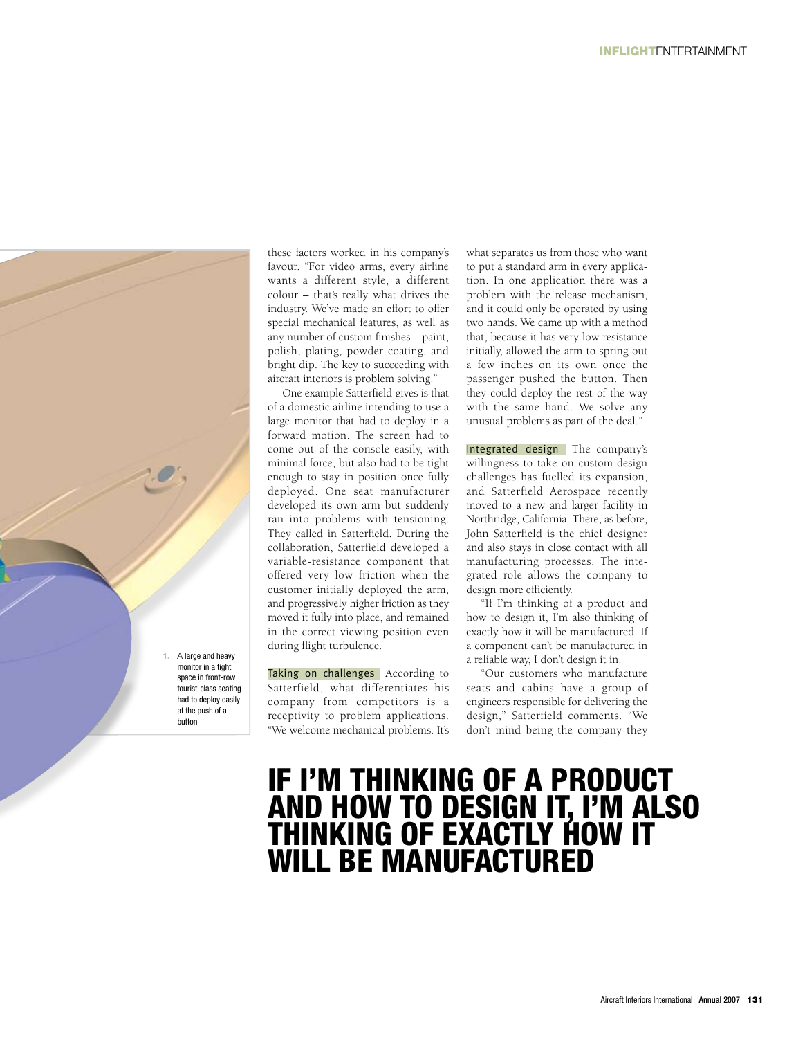these factors worked in his company's favour. "For video arms, every airline wants a different style, a different colour – that's really what drives the industry. We've made an effort to offer special mechanical features, as well as any number of custom finishes – paint, polish, plating, powder coating, and bright dip. The key to succeeding with aircraft interiors is problem solving."

One example Satterfield gives is that of a domestic airline intending to use a large monitor that had to deploy in a forward motion. The screen had to come out of the console easily, with minimal force, but also had to be tight enough to stay in position once fully deployed. One seat manufacturer developed its own arm but suddenly ran into problems with tensioning. They called in Satterfield. During the collaboration, Satterfield developed a variable-resistance component that offered very low friction when the customer initially deployed the arm, and progressively higher friction as they moved it fully into place, and remained in the correct viewing position even during flight turbulence.

## Taking on challenges

According to Satterfield, what differentiates his company from competitors is a receptivity to problem applications. "We welcome mechanical problems. It's what separates us from those who want to put a standard arm in every application. In one application there was a problem with the release mechanism, and it could only be operated by using two hands. We came up with a method that, because it has very low resistance initially, allowed the arm to spring out a few inches on its own once the passenger pushed the button. Then they could deploy the rest of the way with the same hand. We solve any unusual problems as part of the deal."

## Integrated design

The company's willingness to take on custom-design challenges has fuelled its expansion, and Satterfield Aerospace recently moved to a new and larger facility in Northridge, California. There, as before, John Satterfield is the chief designer and also stays in close contact with all manufacturing processes. The integrated role allows the company to design more efficiently.

"If I'm thinking of a product and how to design it, I'm also thinking of exactly how it will be manufactured. If a component can't be manufactured in a reliable way, I don't design it in.

"Our customers who manufacture seats and cabins have a group of engineers responsible for delivering the design," Satterfield comments. "We don't mind being the company they

# IF I'M THINKING OF A PRODUCT AND HOW TO DESIGN IT, I'M ALSO THINKING OF EXACTLY HOW IT WILL BE MANUFACTURED

1. A large and heavy monitor in a tight space in front-row tourist-class seating had to deploy easily at the push of a button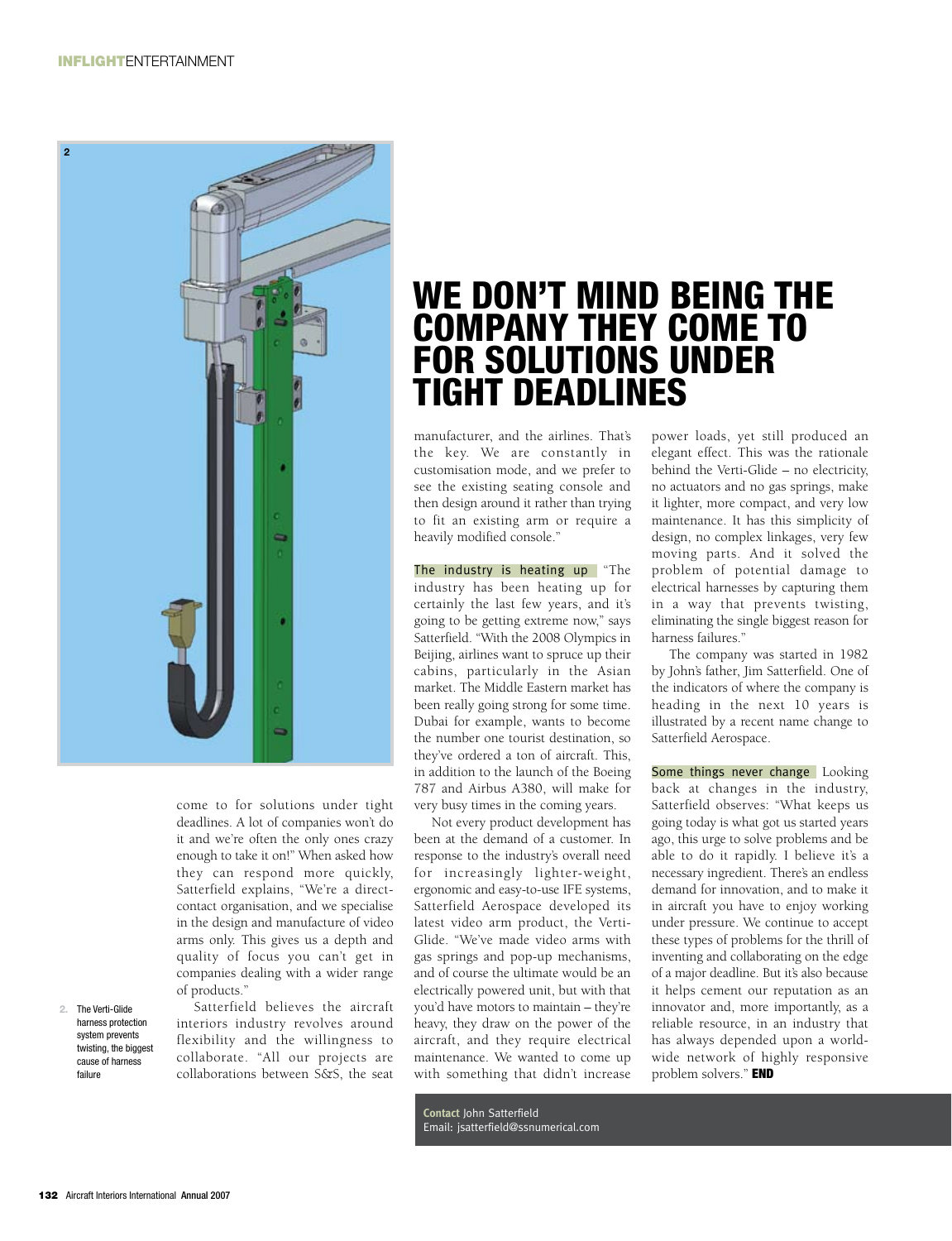# WE DON'T MIND BEING THE COMPANY THEY COME TO FOR SOLUTIONS UNDER TIGHT DEADLINES

2. The Verti-Glide harness protection system prevents twisting, the biggest cause of harness failure

come to for solutions under tight deadlines. A lot of companies won't do it and we're often the only ones crazy enough to take it on!" When asked how they can respond more quickly, Satterfield explains, "We're a direct-contact organisation, and we specialise in the design and manufacture of video arms only. This gives us a depth and quality of focus you can't get in companies dealing with a wider range of products."

Satterfield believes the aircraft interiors industry revolves around flexibility and the willingness to collaborate. "All our projects are collaborations between S&S, the seat manufacturer, and the airlines. That's the key. We are constantly in customisation mode, and we prefer to see the existing seating console and then design around it rather than trying to fit an existing arm or require a heavily modified console."

**The industry is heating up** "The industry has been heating up for certainly the last few years, and it's going to be getting extreme now," says Satterfield. "With the 2008 Olympics in Beijing, airlines want to spruce up their cabins, particularly in the Asian market. The Middle Eastern market has been really going strong for some time. Dubai for example, wants to become the number one tourist destination, so they've ordered a ton of aircraft. This, in addition to the launch of the Boeing 787 and Airbus A380, will make for very busy times in the coming years.

Not every product development has been at the demand of a customer. In response to the industry's overall need for increasingly lighter-weight, ergonomic and easy-to-use IFE systems, Satterfield Aerospace developed its latest video arm product, the Verti-Glide. "We've made video arms with gas springs and pop-up mechanisms, and of course the ultimate would be an electrically powered unit, but with that you'd have motors to maintain – they're heavy, they draw on the power of the aircraft, and they require electrical maintenance. We wanted to come up with something that didn't increase power loads, yet still produced an elegant effect. This was the rationale behind the Verti-Glide – no electricity, no actuators and no gas springs, make it lighter, more compact, and very low maintenance. It has this simplicity of design, no complex linkages, very few moving parts. And it solved the problem of potential damage to electrical harnesses by capturing them in a way that prevents twisting, eliminating the single biggest reason for harness failures."

The company was started in 1982 by John's father, Jim Satterfield. One of the indicators of where the company is heading in the next 10 years is illustrated by a recent name change to Satterfield Aerospace.

**Some things never change** Looking back at changes in the industry, Satterfield observes: "What keeps us going today is what got us started years ago, this urge to solve problems and be able to do it rapidly. I believe it's a necessary ingredient. There's an endless demand for innovation, and to make it in aircraft you have to enjoy working under pressure. We continue to accept these types of problems for the thrill of inventing and collaborating on the edge of a major deadline. But it's also because it helps cement our reputation as an innovator and, more importantly, as a reliable resource, in an industry that has always depended upon a world-wide network of highly responsive problem solvers." **END**

**Contact** John Satterfield
Email: jsatterfield@ssnumerical.com